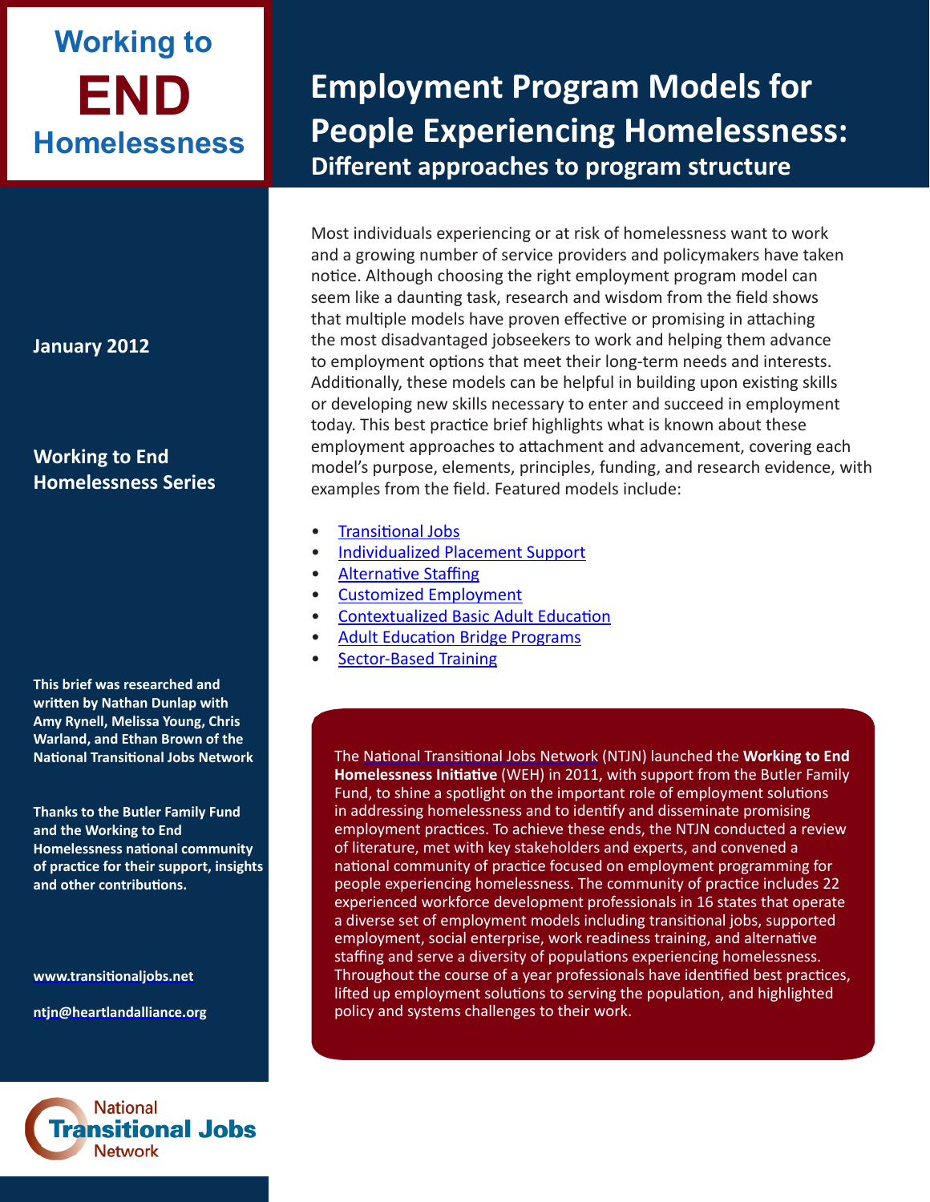**Working to END Homelessness**

# Employment Program Models for People Experiencing Homelessness:

## Different approaches to program structure

**January 2012**

**Working to End Homelessness Series**

Most individuals experiencing or at risk of homelessness want to work and a growing number of service providers and policymakers have taken notice. Although choosing the right employment program model can seem like a daunting task, research and wisdom from the field shows that multiple models have proven effective or promising in attaching the most disadvantaged jobseekers to work and helping them advance to employment options that meet their long-term needs and interests. Additionally, these models can be helpful in building upon existing skills or developing new skills necessary to enter and succeed in employment today. This best practice brief highlights what is known about these employment approaches to attachment and advancement, covering each model's purpose, elements, principles, funding, and research evidence, with examples from the field. Featured models include:

- Transitional Jobs
- Individualized Placement Support
- Alternative Staffing
- Customized Employment
- Contextualized Basic Adult Education
- Adult Education Bridge Programs
- Sector-Based Training

The National Transitional Jobs Network (NTJN) launched the **Working to End Homelessness Initiative** (WEH) in 2011, with support from the Butler Family Fund, to shine a spotlight on the important role of employment solutions in addressing homelessness and to identify and disseminate promising employment practices. To achieve these ends, the NTJN conducted a review of literature, met with key stakeholders and experts, and convened a national community of practice focused on employment programming for people experiencing homelessness. The community of practice includes 22 experienced workforce development professionals in 16 states that operate a diverse set of employment models including transitional jobs, supported employment, social enterprise, work readiness training, and alternative staffing and serve a diversity of populations experiencing homelessness. Throughout the course of a year professionals have identified best practices, lifted up employment solutions to serving the population, and highlighted policy and systems challenges to their work.

**This brief was researched and written by Nathan Dunlap with Amy Rynell, Melissa Young, Chris Warland, and Ethan Brown of the National Transitional Jobs Network**

**Thanks to the Butler Family Fund and the Working to End Homelessness national community of practice for their support, insights and other contributions.**

www.transitionaljobs.net

ntjn@heartlandalliance.org

National Transitional Jobs Network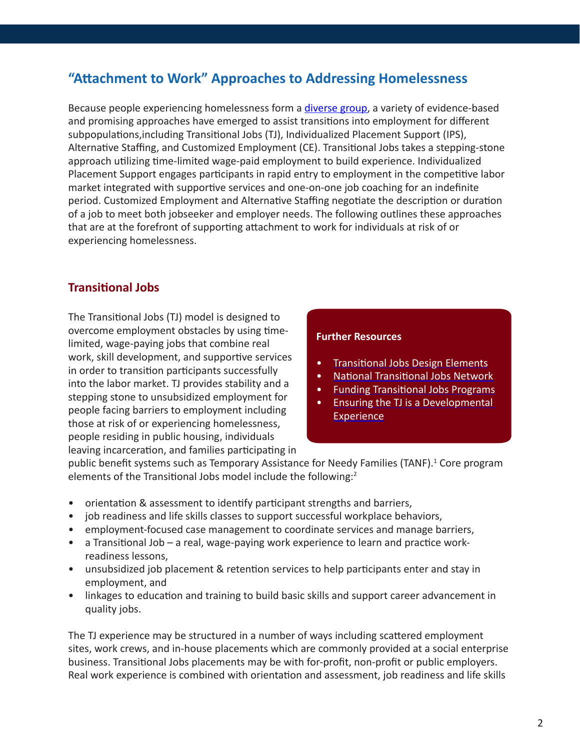## "Attachment to Work" Approaches to Addressing Homelessness

Because people experiencing homelessness form a diverse group, a variety of evidence-based and promising approaches have emerged to assist transitions into employment for different subpopulations,including Transitional Jobs (TJ), Individualized Placement Support (IPS), Alternative Staffing, and Customized Employment (CE). Transitional Jobs takes a stepping-stone approach utilizing time-limited wage-paid employment to build experience. Individualized Placement Support engages participants in rapid entry to employment in the competitive labor market integrated with supportive services and one-on-one job coaching for an indefinite period. Customized Employment and Alternative Staffing negotiate the description or duration of a job to meet both jobseeker and employer needs. The following outlines these approaches that are at the forefront of supporting attachment to work for individuals at risk of or experiencing homelessness.

### Transitional Jobs

The Transitional Jobs (TJ) model is designed to overcome employment obstacles by using time-limited, wage-paying jobs that combine real work, skill development, and supportive services in order to transition participants successfully into the labor market. TJ provides stability and a stepping stone to unsubsidized employment for people facing barriers to employment including those at risk of or experiencing homelessness, people residing in public housing, individuals leaving incarceration, and families participating in public benefit systems such as Temporary Assistance for Needy Families (TANF).[1] Core program elements of the Transitional Jobs model include the following:[2]

- orientation & assessment to identify participant strengths and barriers,
- job readiness and life skills classes to support successful workplace behaviors,
- employment-focused case management to coordinate services and manage barriers,
- a Transitional Job – a real, wage-paying work experience to learn and practice work-readiness lessons,
- unsubsidized job placement & retention services to help participants enter and stay in employment, and
- linkages to education and training to build basic skills and support career advancement in quality jobs.

**Further Resources**

- Transitional Jobs Design Elements
- National Transitional Jobs Network
- Funding Transitional Jobs Programs
- Ensuring the TJ is a Developmental Experience

The TJ experience may be structured in a number of ways including scattered employment sites, work crews, and in-house placements which are commonly provided at a social enterprise business. Transitional Jobs placements may be with for-profit, non-profit or public employers. Real work experience is combined with orientation and assessment, job readiness and life skills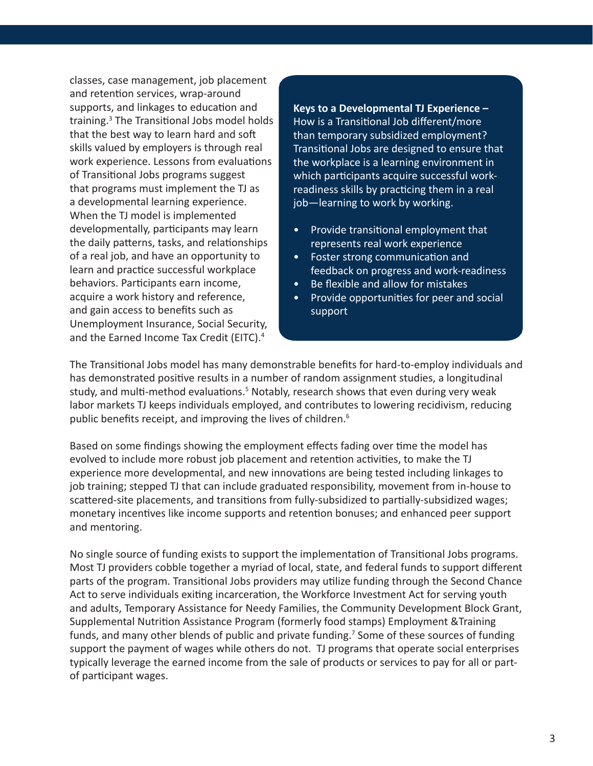classes, case management, job placement and retention services, wrap-around supports, and linkages to education and training.[3] The Transitional Jobs model holds that the best way to learn hard and soft skills valued by employers is through real work experience. Lessons from evaluations of Transitional Jobs programs suggest that programs must implement the TJ as a developmental learning experience. When the TJ model is implemented developmentally, participants may learn the daily patterns, tasks, and relationships of a real job, and have an opportunity to learn and practice successful workplace behaviors. Participants earn income, acquire a work history and reference, and gain access to benefits such as Unemployment Insurance, Social Security, and the Earned Income Tax Credit (EITC).[4]

**Keys to a Developmental TJ Experience –** How is a Transitional Job different/more than temporary subsidized employment? Transitional Jobs are designed to ensure that the workplace is a learning environment in which participants acquire successful work-readiness skills by practicing them in a real job—learning to work by working.

- Provide transitional employment that represents real work experience
- Foster strong communication and feedback on progress and work-readiness
- Be flexible and allow for mistakes
- Provide opportunities for peer and social support

The Transitional Jobs model has many demonstrable benefits for hard-to-employ individuals and has demonstrated positive results in a number of random assignment studies, a longitudinal study, and multi-method evaluations.[5] Notably, research shows that even during very weak labor markets TJ keeps individuals employed, and contributes to lowering recidivism, reducing public benefits receipt, and improving the lives of children.[6]

Based on some findings showing the employment effects fading over time the model has evolved to include more robust job placement and retention activities, to make the TJ experience more developmental, and new innovations are being tested including linkages to job training; stepped TJ that can include graduated responsibility, movement from in-house to scattered-site placements, and transitions from fully-subsidized to partially-subsidized wages; monetary incentives like income supports and retention bonuses; and enhanced peer support and mentoring.

No single source of funding exists to support the implementation of Transitional Jobs programs. Most TJ providers cobble together a myriad of local, state, and federal funds to support different parts of the program. Transitional Jobs providers may utilize funding through the Second Chance Act to serve individuals exiting incarceration, the Workforce Investment Act for serving youth and adults, Temporary Assistance for Needy Families, the Community Development Block Grant, Supplemental Nutrition Assistance Program (formerly food stamps) Employment &Training funds, and many other blends of public and private funding.[7] Some of these sources of funding support the payment of wages while others do not. TJ programs that operate social enterprises typically leverage the earned income from the sale of products or services to pay for all or part-of participant wages.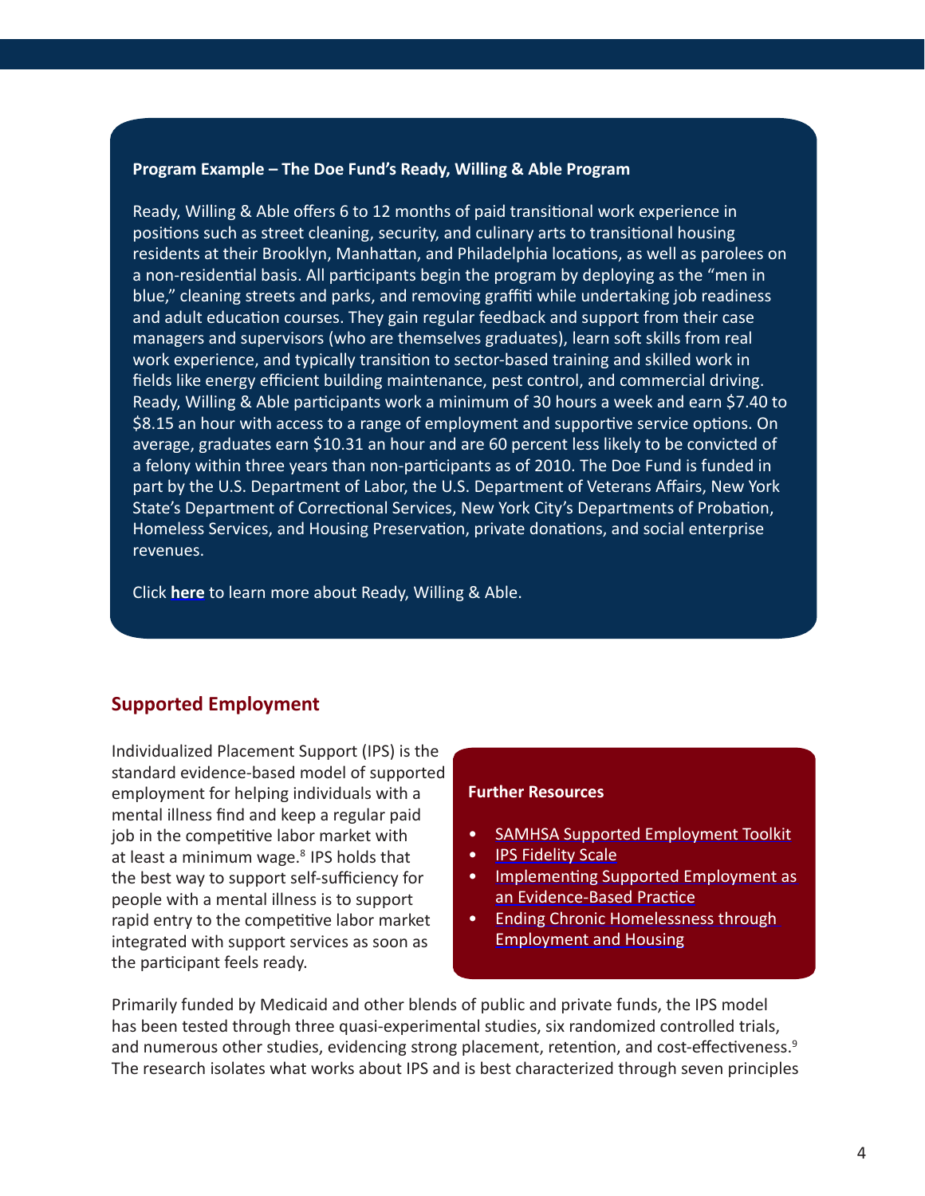**Program Example – The Doe Fund's Ready, Willing & Able Program**

Ready, Willing & Able offers 6 to 12 months of paid transitional work experience in positions such as street cleaning, security, and culinary arts to transitional housing residents at their Brooklyn, Manhattan, and Philadelphia locations, as well as parolees on a non-residential basis. All participants begin the program by deploying as the "men in blue," cleaning streets and parks, and removing graffiti while undertaking job readiness and adult education courses. They gain regular feedback and support from their case managers and supervisors (who are themselves graduates), learn soft skills from real work experience, and typically transition to sector-based training and skilled work in fields like energy efficient building maintenance, pest control, and commercial driving. Ready, Willing & Able participants work a minimum of 30 hours a week and earn $7.40 to $8.15 an hour with access to a range of employment and supportive service options. On average, graduates earn $10.31 an hour and are 60 percent less likely to be convicted of a felony within three years than non-participants as of 2010. The Doe Fund is funded in part by the U.S. Department of Labor, the U.S. Department of Veterans Affairs, New York State's Department of Correctional Services, New York City's Departments of Probation, Homeless Services, and Housing Preservation, private donations, and social enterprise revenues.

Click **here** to learn more about Ready, Willing & Able.

## Supported Employment

Individualized Placement Support (IPS) is the standard evidence-based model of supported employment for helping individuals with a mental illness find and keep a regular paid job in the competitive labor market with at least a minimum wage.[8] IPS holds that the best way to support self-sufficiency for people with a mental illness is to support rapid entry to the competitive labor market integrated with support services as soon as the participant feels ready.

**Further Resources**

- SAMHSA Supported Employment Toolkit
- IPS Fidelity Scale
- Implementing Supported Employment as an Evidence-Based Practice
- Ending Chronic Homelessness through Employment and Housing

Primarily funded by Medicaid and other blends of public and private funds, the IPS model has been tested through three quasi-experimental studies, six randomized controlled trials, and numerous other studies, evidencing strong placement, retention, and cost-effectiveness.[9] The research isolates what works about IPS and is best characterized through seven principles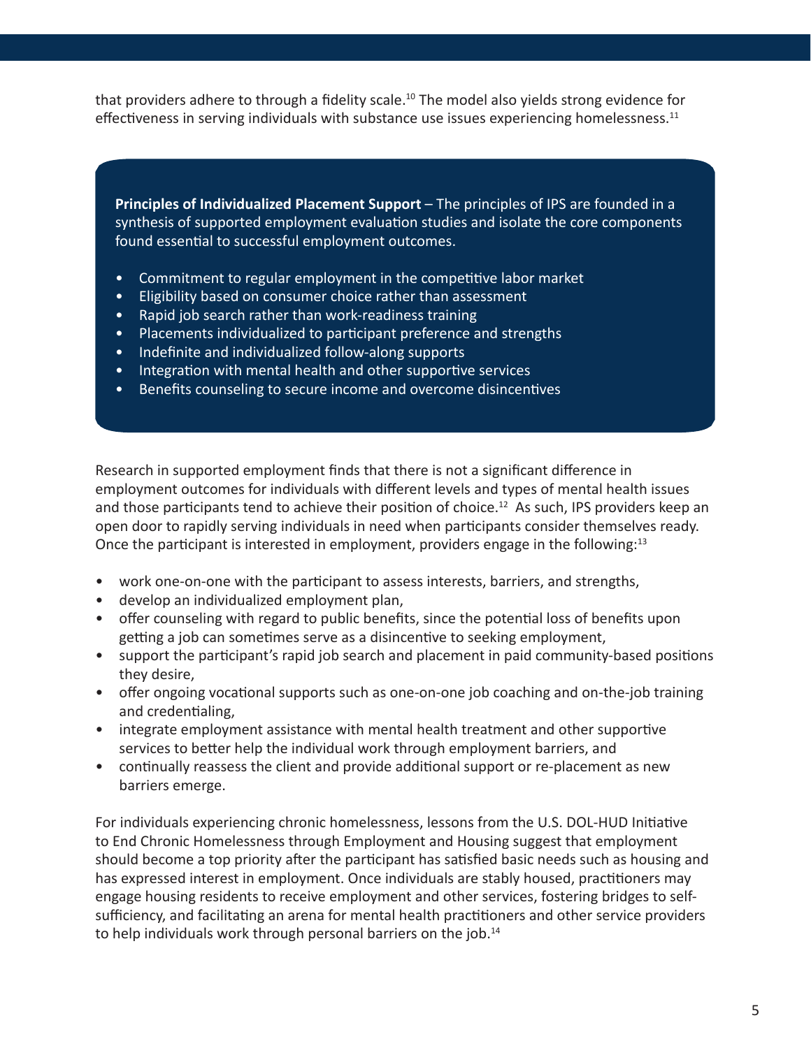that providers adhere to through a fidelity scale.[10] The model also yields strong evidence for effectiveness in serving individuals with substance use issues experiencing homelessness.[11]

**Principles of Individualized Placement Support** – The principles of IPS are founded in a synthesis of supported employment evaluation studies and isolate the core components found essential to successful employment outcomes.

- Commitment to regular employment in the competitive labor market
- Eligibility based on consumer choice rather than assessment
- Rapid job search rather than work-readiness training
- Placements individualized to participant preference and strengths
- Indefinite and individualized follow-along supports
- Integration with mental health and other supportive services
- Benefits counseling to secure income and overcome disincentives

Research in supported employment finds that there is not a significant difference in employment outcomes for individuals with different levels and types of mental health issues and those participants tend to achieve their position of choice.[12] As such, IPS providers keep an open door to rapidly serving individuals in need when participants consider themselves ready. Once the participant is interested in employment, providers engage in the following:[13]

- work one-on-one with the participant to assess interests, barriers, and strengths,
- develop an individualized employment plan,
- offer counseling with regard to public benefits, since the potential loss of benefits upon getting a job can sometimes serve as a disincentive to seeking employment,
- support the participant's rapid job search and placement in paid community-based positions they desire,
- offer ongoing vocational supports such as one-on-one job coaching and on-the-job training and credentialing,
- integrate employment assistance with mental health treatment and other supportive services to better help the individual work through employment barriers, and
- continually reassess the client and provide additional support or re-placement as new barriers emerge.

For individuals experiencing chronic homelessness, lessons from the U.S. DOL-HUD Initiative to End Chronic Homelessness through Employment and Housing suggest that employment should become a top priority after the participant has satisfied basic needs such as housing and has expressed interest in employment. Once individuals are stably housed, practitioners may engage housing residents to receive employment and other services, fostering bridges to self-sufficiency, and facilitating an arena for mental health practitioners and other service providers to help individuals work through personal barriers on the job.[14]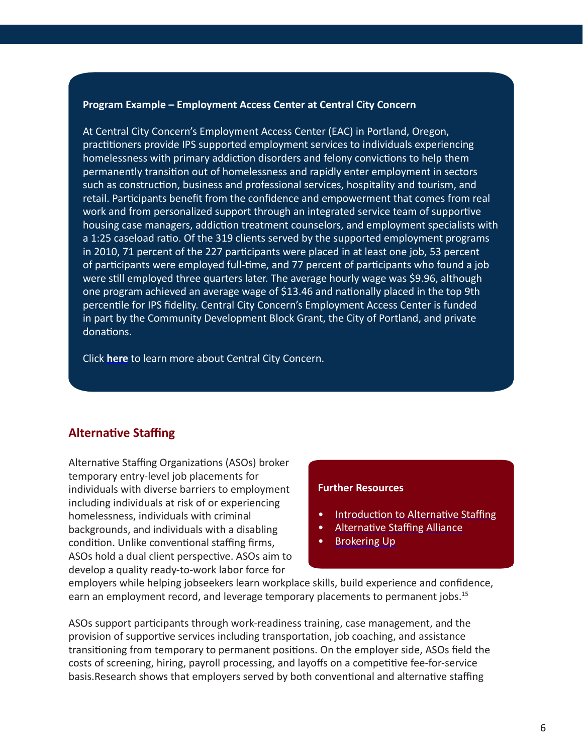**Program Example – Employment Access Center at Central City Concern**

At Central City Concern's Employment Access Center (EAC) in Portland, Oregon, practitioners provide IPS supported employment services to individuals experiencing homelessness with primary addiction disorders and felony convictions to help them permanently transition out of homelessness and rapidly enter employment in sectors such as construction, business and professional services, hospitality and tourism, and retail. Participants benefit from the confidence and empowerment that comes from real work and from personalized support through an integrated service team of supportive housing case managers, addiction treatment counselors, and employment specialists with a 1:25 caseload ratio. Of the 319 clients served by the supported employment programs in 2010, 71 percent of the 227 participants were placed in at least one job, 53 percent of participants were employed full-time, and 77 percent of participants who found a job were still employed three quarters later. The average hourly wage was $9.96, although one program achieved an average wage of $13.46 and nationally placed in the top 9th percentile for IPS fidelity. Central City Concern's Employment Access Center is funded in part by the Community Development Block Grant, the City of Portland, and private donations.

Click **here** to learn more about Central City Concern.

## Alternative Staffing

Alternative Staffing Organizations (ASOs) broker temporary entry-level job placements for individuals with diverse barriers to employment including individuals at risk of or experiencing homelessness, individuals with criminal backgrounds, and individuals with a disabling condition. Unlike conventional staffing firms, ASOs hold a dual client perspective. ASOs aim to develop a quality ready-to-work labor force for employers while helping jobseekers learn workplace skills, build experience and confidence, earn an employment record, and leverage temporary placements to permanent jobs.[15]

**Further Resources**

- Introduction to Alternative Staffing
- Alternative Staffing Alliance
- Brokering Up

ASOs support participants through work-readiness training, case management, and the provision of supportive services including transportation, job coaching, and assistance transitioning from temporary to permanent positions. On the employer side, ASOs field the costs of screening, hiring, payroll processing, and layoffs on a competitive fee-for-service basis.Research shows that employers served by both conventional and alternative staffing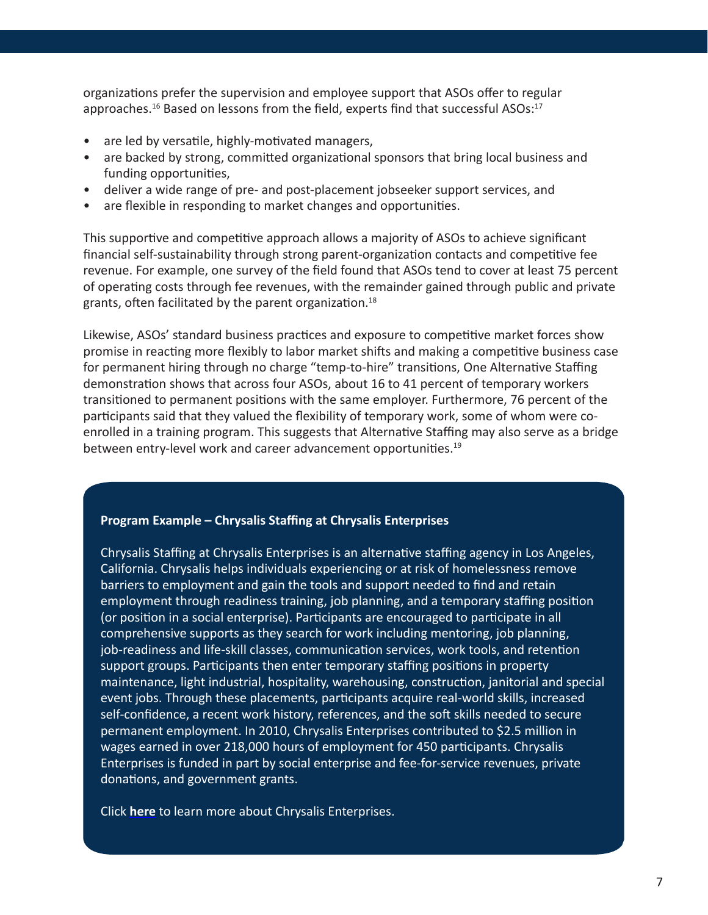organizations prefer the supervision and employee support that ASOs offer to regular approaches.[16] Based on lessons from the field, experts find that successful ASOs:[17]

- are led by versatile, highly-motivated managers,
- are backed by strong, committed organizational sponsors that bring local business and funding opportunities,
- deliver a wide range of pre- and post-placement jobseeker support services, and
- are flexible in responding to market changes and opportunities.

This supportive and competitive approach allows a majority of ASOs to achieve significant financial self-sustainability through strong parent-organization contacts and competitive fee revenue. For example, one survey of the field found that ASOs tend to cover at least 75 percent of operating costs through fee revenues, with the remainder gained through public and private grants, often facilitated by the parent organization.[18]

Likewise, ASOs' standard business practices and exposure to competitive market forces show promise in reacting more flexibly to labor market shifts and making a competitive business case for permanent hiring through no charge "temp-to-hire" transitions, One Alternative Staffing demonstration shows that across four ASOs, about 16 to 41 percent of temporary workers transitioned to permanent positions with the same employer. Furthermore, 76 percent of the participants said that they valued the flexibility of temporary work, some of whom were co-enrolled in a training program. This suggests that Alternative Staffing may also serve as a bridge between entry-level work and career advancement opportunities.[19]

**Program Example – Chrysalis Staffing at Chrysalis Enterprises**

Chrysalis Staffing at Chrysalis Enterprises is an alternative staffing agency in Los Angeles, California. Chrysalis helps individuals experiencing or at risk of homelessness remove barriers to employment and gain the tools and support needed to find and retain employment through readiness training, job planning, and a temporary staffing position (or position in a social enterprise). Participants are encouraged to participate in all comprehensive supports as they search for work including mentoring, job planning, job-readiness and life-skill classes, communication services, work tools, and retention support groups. Participants then enter temporary staffing positions in property maintenance, light industrial, hospitality, warehousing, construction, janitorial and special event jobs. Through these placements, participants acquire real-world skills, increased self-confidence, a recent work history, references, and the soft skills needed to secure permanent employment. In 2010, Chrysalis Enterprises contributed to $2.5 million in wages earned in over 218,000 hours of employment for 450 participants. Chrysalis Enterprises is funded in part by social enterprise and fee-for-service revenues, private donations, and government grants.

Click **here** to learn more about Chrysalis Enterprises.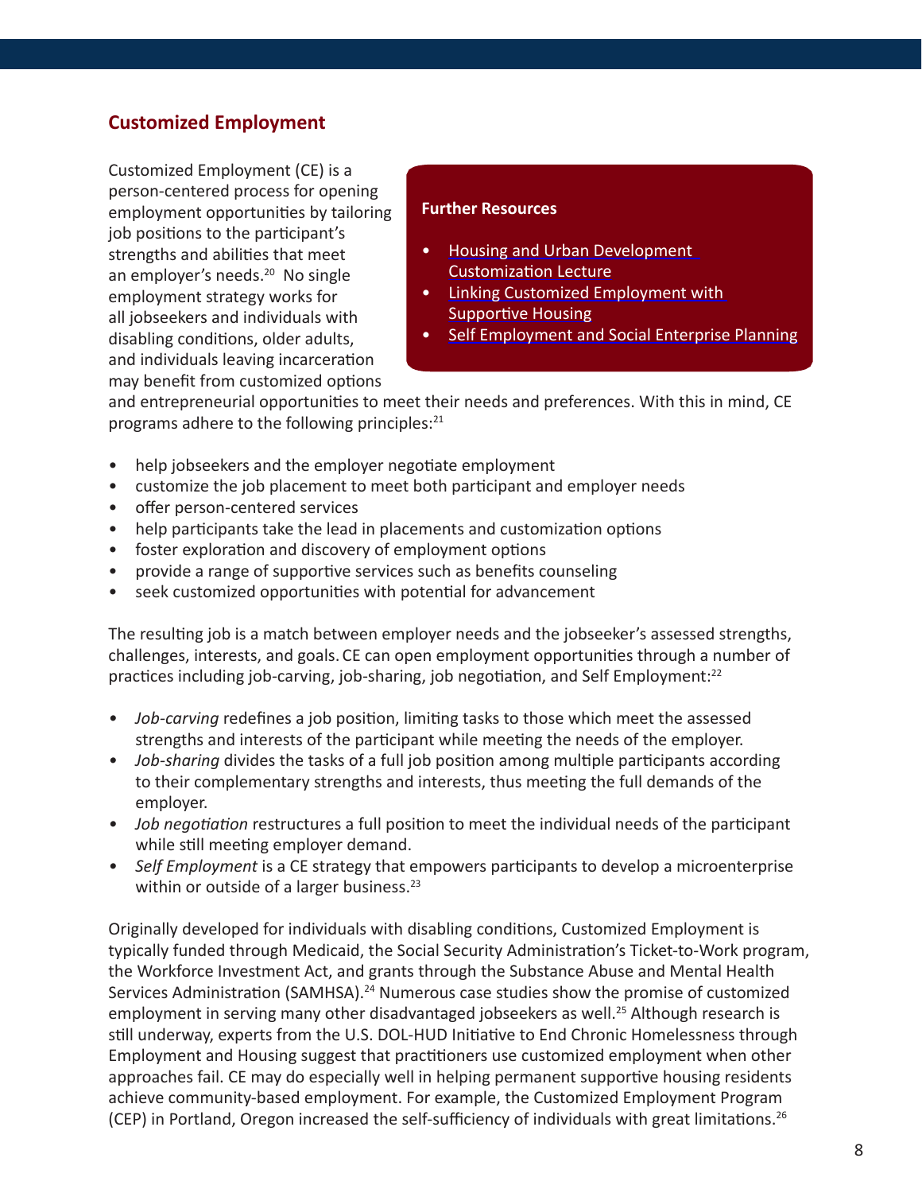## Customized Employment

Customized Employment (CE) is a person-centered process for opening employment opportunities by tailoring job positions to the participant's strengths and abilities that meet an employer's needs.[20] No single employment strategy works for all jobseekers and individuals with disabling conditions, older adults, and individuals leaving incarceration may benefit from customized options and entrepreneurial opportunities to meet their needs and preferences. With this in mind, CE programs adhere to the following principles:[21]

**Further Resources**

- Housing and Urban Development Customization Lecture
- Linking Customized Employment with Supportive Housing
- Self Employment and Social Enterprise Planning

- help jobseekers and the employer negotiate employment
- customize the job placement to meet both participant and employer needs
- offer person-centered services
- help participants take the lead in placements and customization options
- foster exploration and discovery of employment options
- provide a range of supportive services such as benefits counseling
- seek customized opportunities with potential for advancement

The resulting job is a match between employer needs and the jobseeker's assessed strengths, challenges, interests, and goals. CE can open employment opportunities through a number of practices including job-carving, job-sharing, job negotiation, and Self Employment:[22]

- *Job-carving* redefines a job position, limiting tasks to those which meet the assessed strengths and interests of the participant while meeting the needs of the employer.
- *Job-sharing* divides the tasks of a full job position among multiple participants according to their complementary strengths and interests, thus meeting the full demands of the employer.
- *Job negotiation* restructures a full position to meet the individual needs of the participant while still meeting employer demand.
- *Self Employment* is a CE strategy that empowers participants to develop a microenterprise within or outside of a larger business.[23]

Originally developed for individuals with disabling conditions, Customized Employment is typically funded through Medicaid, the Social Security Administration's Ticket-to-Work program, the Workforce Investment Act, and grants through the Substance Abuse and Mental Health Services Administration (SAMHSA).[24] Numerous case studies show the promise of customized employment in serving many other disadvantaged jobseekers as well.[25] Although research is still underway, experts from the U.S. DOL-HUD Initiative to End Chronic Homelessness through Employment and Housing suggest that practitioners use customized employment when other approaches fail. CE may do especially well in helping permanent supportive housing residents achieve community-based employment. For example, the Customized Employment Program (CEP) in Portland, Oregon increased the self-sufficiency of individuals with great limitations.[26]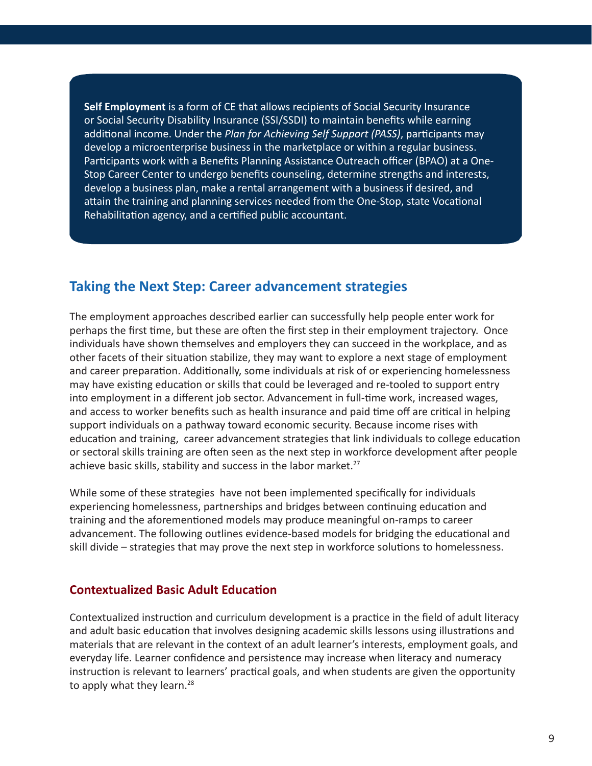**Self Employment** is a form of CE that allows recipients of Social Security Insurance or Social Security Disability Insurance (SSI/SSDI) to maintain benefits while earning additional income. Under the *Plan for Achieving Self Support (PASS)*, participants may develop a microenterprise business in the marketplace or within a regular business. Participants work with a Benefits Planning Assistance Outreach officer (BPAO) at a One-Stop Career Center to undergo benefits counseling, determine strengths and interests, develop a business plan, make a rental arrangement with a business if desired, and attain the training and planning services needed from the One-Stop, state Vocational Rehabilitation agency, and a certified public accountant.

## Taking the Next Step: Career advancement strategies

The employment approaches described earlier can successfully help people enter work for perhaps the first time, but these are often the first step in their employment trajectory. Once individuals have shown themselves and employers they can succeed in the workplace, and as other facets of their situation stabilize, they may want to explore a next stage of employment and career preparation. Additionally, some individuals at risk of or experiencing homelessness may have existing education or skills that could be leveraged and re-tooled to support entry into employment in a different job sector. Advancement in full-time work, increased wages, and access to worker benefits such as health insurance and paid time off are critical in helping support individuals on a pathway toward economic security. Because income rises with education and training, career advancement strategies that link individuals to college education or sectoral skills training are often seen as the next step in workforce development after people achieve basic skills, stability and success in the labor market.[27]

While some of these strategies have not been implemented specifically for individuals experiencing homelessness, partnerships and bridges between continuing education and training and the aforementioned models may produce meaningful on-ramps to career advancement. The following outlines evidence-based models for bridging the educational and skill divide – strategies that may prove the next step in workforce solutions to homelessness.

### Contextualized Basic Adult Education

Contextualized instruction and curriculum development is a practice in the field of adult literacy and adult basic education that involves designing academic skills lessons using illustrations and materials that are relevant in the context of an adult learner's interests, employment goals, and everyday life. Learner confidence and persistence may increase when literacy and numeracy instruction is relevant to learners' practical goals, and when students are given the opportunity to apply what they learn.[28]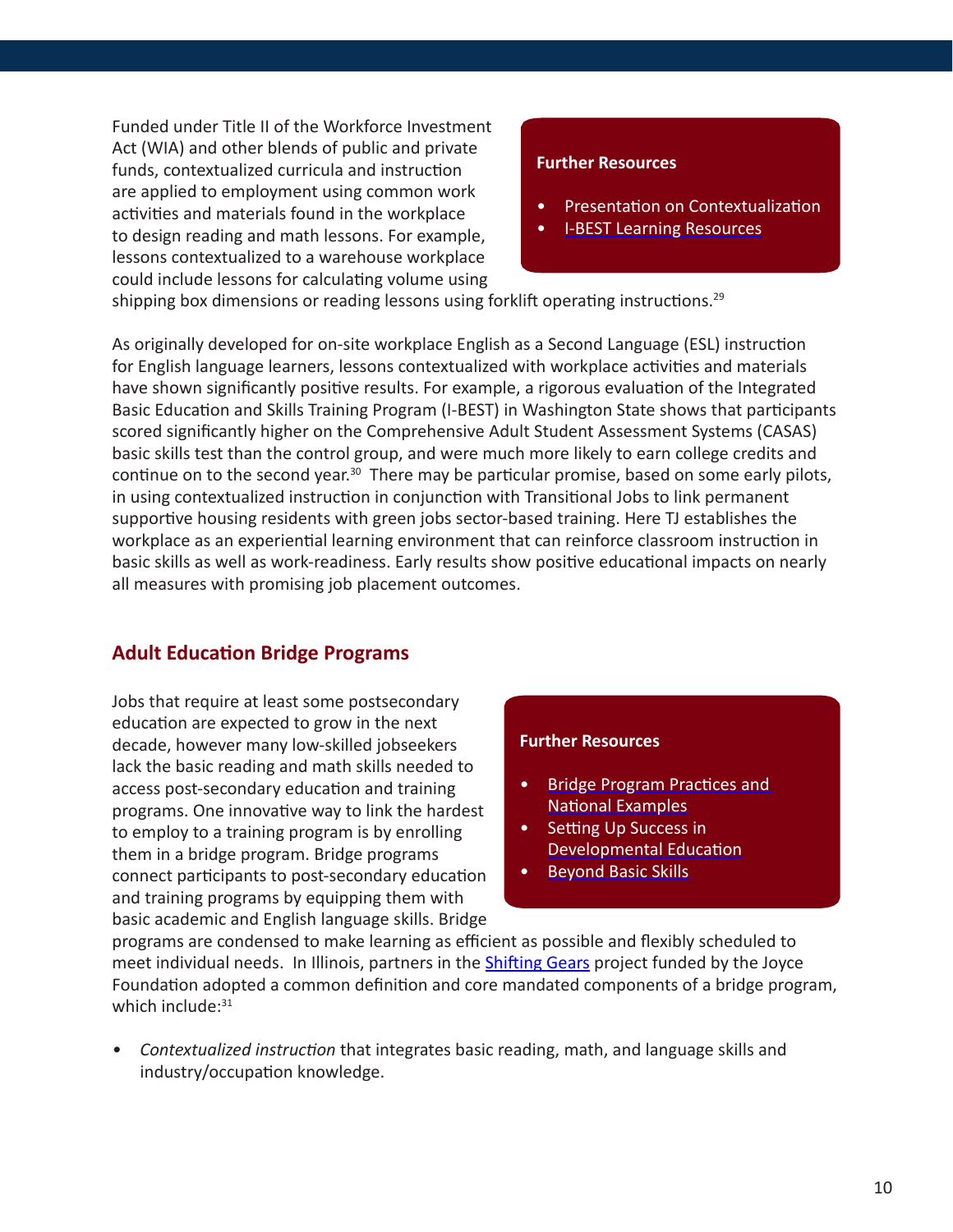Funded under Title II of the Workforce Investment Act (WIA) and other blends of public and private funds, contextualized curricula and instruction are applied to employment using common work activities and materials found in the workplace to design reading and math lessons. For example, lessons contextualized to a warehouse workplace could include lessons for calculating volume using shipping box dimensions or reading lessons using forklift operating instructions.[29]

> **Further Resources**
>
> - Presentation on Contextualization
> - I-BEST Learning Resources

As originally developed for on-site workplace English as a Second Language (ESL) instruction for English language learners, lessons contextualized with workplace activities and materials have shown significantly positive results. For example, a rigorous evaluation of the Integrated Basic Education and Skills Training Program (I-BEST) in Washington State shows that participants scored significantly higher on the Comprehensive Adult Student Assessment Systems (CASAS) basic skills test than the control group, and were much more likely to earn college credits and continue on to the second year.[30] There may be particular promise, based on some early pilots, in using contextualized instruction in conjunction with Transitional Jobs to link permanent supportive housing residents with green jobs sector-based training. Here TJ establishes the workplace as an experiential learning environment that can reinforce classroom instruction in basic skills as well as work-readiness. Early results show positive educational impacts on nearly all measures with promising job placement outcomes.

## Adult Education Bridge Programs

Jobs that require at least some postsecondary education are expected to grow in the next decade, however many low-skilled jobseekers lack the basic reading and math skills needed to access post-secondary education and training programs. One innovative way to link the hardest to employ to a training program is by enrolling them in a bridge program. Bridge programs connect participants to post-secondary education and training programs by equipping them with basic academic and English language skills. Bridge programs are condensed to make learning as efficient as possible and flexibly scheduled to meet individual needs. In Illinois, partners in the Shifting Gears project funded by the Joyce Foundation adopted a common definition and core mandated components of a bridge program, which include:[31]

> **Further Resources**
>
> - Bridge Program Practices and National Examples
> - Setting Up Success in Developmental Education
> - Beyond Basic Skills

- *Contextualized instruction* that integrates basic reading, math, and language skills and industry/occupation knowledge.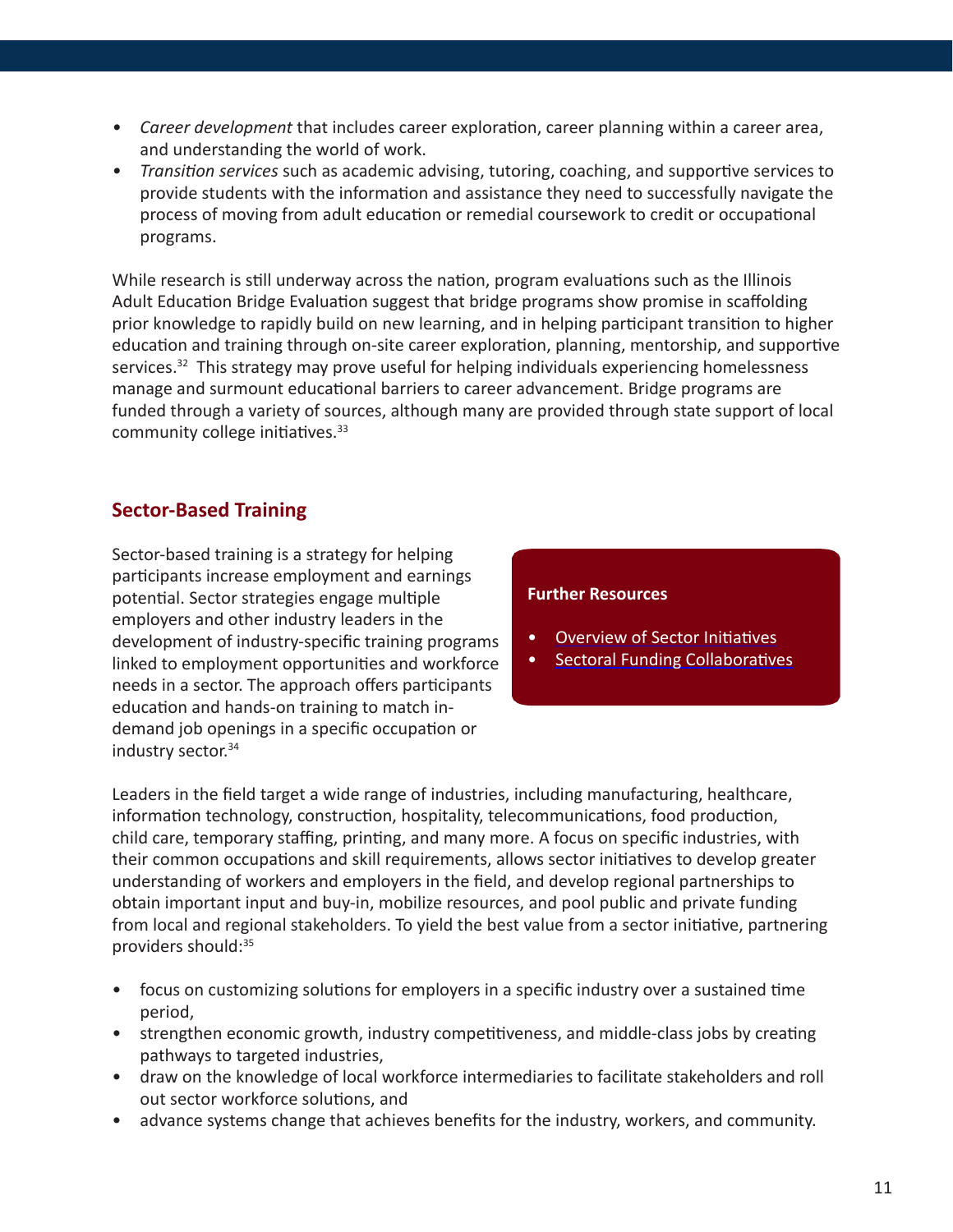- *Career development* that includes career exploration, career planning within a career area, and understanding the world of work.
- *Transition services* such as academic advising, tutoring, coaching, and supportive services to provide students with the information and assistance they need to successfully navigate the process of moving from adult education or remedial coursework to credit or occupational programs.

While research is still underway across the nation, program evaluations such as the Illinois Adult Education Bridge Evaluation suggest that bridge programs show promise in scaffolding prior knowledge to rapidly build on new learning, and in helping participant transition to higher education and training through on-site career exploration, planning, mentorship, and supportive services.[32] This strategy may prove useful for helping individuals experiencing homelessness manage and surmount educational barriers to career advancement. Bridge programs are funded through a variety of sources, although many are provided through state support of local community college initiatives.[33]

## Sector-Based Training

Sector-based training is a strategy for helping participants increase employment and earnings potential. Sector strategies engage multiple employers and other industry leaders in the development of industry-specific training programs linked to employment opportunities and workforce needs in a sector. The approach offers participants education and hands-on training to match in-demand job openings in a specific occupation or industry sector.[34]

**Further Resources**

- Overview of Sector Initiatives
- Sectoral Funding Collaboratives

Leaders in the field target a wide range of industries, including manufacturing, healthcare, information technology, construction, hospitality, telecommunications, food production, child care, temporary staffing, printing, and many more. A focus on specific industries, with their common occupations and skill requirements, allows sector initiatives to develop greater understanding of workers and employers in the field, and develop regional partnerships to obtain important input and buy-in, mobilize resources, and pool public and private funding from local and regional stakeholders. To yield the best value from a sector initiative, partnering providers should:[35]

- focus on customizing solutions for employers in a specific industry over a sustained time period,
- strengthen economic growth, industry competitiveness, and middle-class jobs by creating pathways to targeted industries,
- draw on the knowledge of local workforce intermediaries to facilitate stakeholders and roll out sector workforce solutions, and
- advance systems change that achieves benefits for the industry, workers, and community.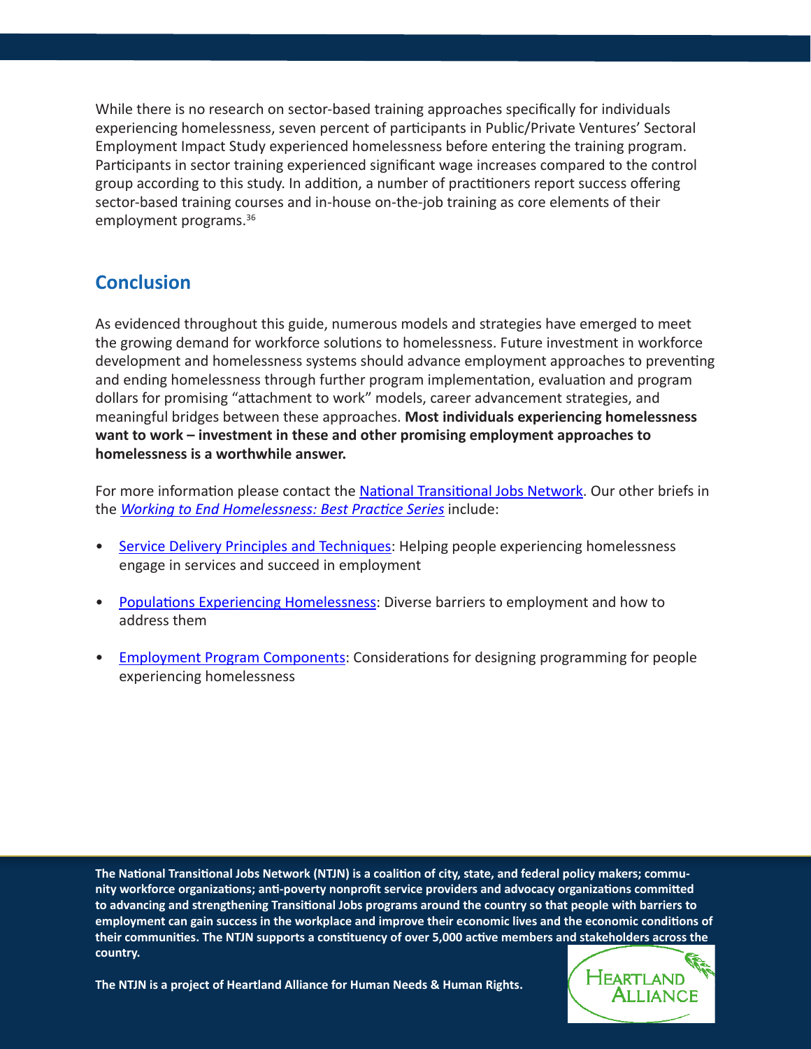While there is no research on sector-based training approaches specifically for individuals experiencing homelessness, seven percent of participants in Public/Private Ventures' Sectoral Employment Impact Study experienced homelessness before entering the training program. Participants in sector training experienced significant wage increases compared to the control group according to this study. In addition, a number of practitioners report success offering sector-based training courses and in-house on-the-job training as core elements of their employment programs.[36]

## Conclusion

As evidenced throughout this guide, numerous models and strategies have emerged to meet the growing demand for workforce solutions to homelessness. Future investment in workforce development and homelessness systems should advance employment approaches to preventing and ending homelessness through further program implementation, evaluation and program dollars for promising "attachment to work" models, career advancement strategies, and meaningful bridges between these approaches. **Most individuals experiencing homelessness want to work – investment in these and other promising employment approaches to homelessness is a worthwhile answer.**

For more information please contact the National Transitional Jobs Network. Our other briefs in the *Working to End Homelessness: Best Practice Series* include:

- Service Delivery Principles and Techniques: Helping people experiencing homelessness engage in services and succeed in employment
- Populations Experiencing Homelessness: Diverse barriers to employment and how to address them
- Employment Program Components: Considerations for designing programming for people experiencing homelessness

**The National Transitional Jobs Network (NTJN) is a coalition of city, state, and federal policy makers; community workforce organizations; anti-poverty nonprofit service providers and advocacy organizations committed to advancing and strengthening Transitional Jobs programs around the country so that people with barriers to employment can gain success in the workplace and improve their economic lives and the economic conditions of their communities. The NTJN supports a constituency of over 5,000 active members and stakeholders across the country.**

**The NTJN is a project of Heartland Alliance for Human Needs & Human Rights.**

Heartland Alliance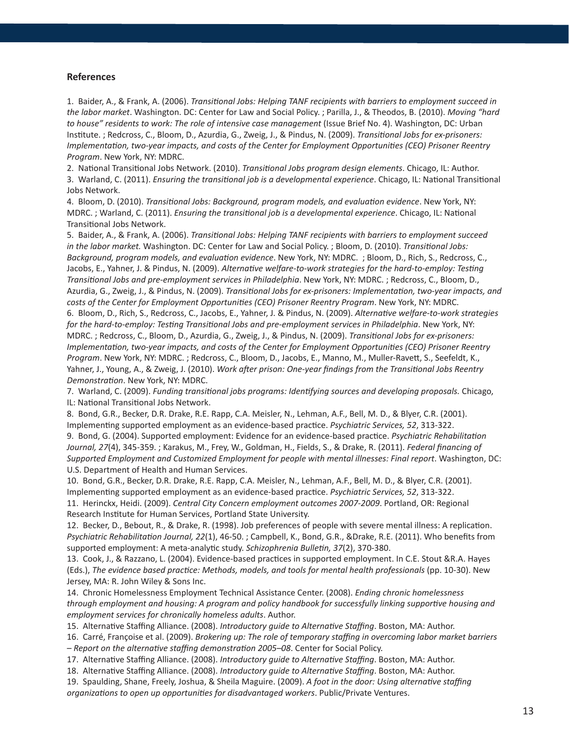## References

1. Baider, A., & Frank, A. (2006). *Transitional Jobs: Helping TANF recipients with barriers to employment succeed in the labor market*. Washington. DC: Center for Law and Social Policy. ; Parilla, J., & Theodos, B. (2010). *Moving "hard to house" residents to work: The role of intensive case management* (Issue Brief No. 4). Washington, DC: Urban Institute. ; Redcross, C., Bloom, D., Azurdia, G., Zweig, J., & Pindus, N. (2009). *Transitional Jobs for ex-prisoners: Implementation, two-year impacts, and costs of the Center for Employment Opportunities (CEO) Prisoner Reentry Program*. New York, NY: MDRC.
2. National Transitional Jobs Network. (2010). *Transitional Jobs program design elements*. Chicago, IL: Author.
3. Warland, C. (2011). *Ensuring the transitional job is a developmental experience*. Chicago, IL: National Transitional Jobs Network.
4. Bloom, D. (2010). *Transitional Jobs: Background, program models, and evaluation evidence*. New York, NY: MDRC. ; Warland, C. (2011). *Ensuring the transitional job is a developmental experience*. Chicago, IL: National Transitional Jobs Network.
5. Baider, A., & Frank, A. (2006). *Transitional Jobs: Helping TANF recipients with barriers to employment succeed in the labor market.* Washington. DC: Center for Law and Social Policy. ; Bloom, D. (2010). *Transitional Jobs: Background, program models, and evaluation evidence*. New York, NY: MDRC. ; Bloom, D., Rich, S., Redcross, C., Jacobs, E., Yahner, J. & Pindus, N. (2009). *Alternative welfare-to-work strategies for the hard-to-employ: Testing Transitional Jobs and pre-employment services in Philadelphia*. New York, NY: MDRC. ; Redcross, C., Bloom, D., Azurdia, G., Zweig, J., & Pindus, N. (2009). *Transitional Jobs for ex-prisoners: Implementation, two-year impacts, and costs of the Center for Employment Opportunities (CEO) Prisoner Reentry Program*. New York, NY: MDRC.
6. Bloom, D., Rich, S., Redcross, C., Jacobs, E., Yahner, J. & Pindus, N. (2009). *Alternative welfare-to-work strategies for the hard-to-employ: Testing Transitional Jobs and pre-employment services in Philadelphia*. New York, NY: MDRC. ; Redcross, C., Bloom, D., Azurdia, G., Zweig, J., & Pindus, N. (2009). *Transitional Jobs for ex-prisoners: Implementation, two-year impacts, and costs of the Center for Employment Opportunities (CEO) Prisoner Reentry Program*. New York, NY: MDRC. ; Redcross, C., Bloom, D., Jacobs, E., Manno, M., Muller-Ravett, S., Seefeldt, K., Yahner, J., Young, A., & Zweig, J. (2010). *Work after prison: One-year findings from the Transitional Jobs Reentry Demonstration*. New York, NY: MDRC.
7. Warland, C. (2009). *Funding transitional jobs programs: Identifying sources and developing proposals.* Chicago, IL: National Transitional Jobs Network.
8. Bond, G.R., Becker, D.R. Drake, R.E. Rapp, C.A. Meisler, N., Lehman, A.F., Bell, M. D., & Blyer, C.R. (2001). Implementing supported employment as an evidence-based practice. *Psychiatric Services, 52*, 313-322.
9. Bond, G. (2004). Supported employment: Evidence for an evidence-based practice. *Psychiatric Rehabilitation Journal, 27*(4), 345-359. ; Karakus, M., Frey, W., Goldman, H., Fields, S., & Drake, R. (2011). *Federal financing of Supported Employment and Customized Employment for people with mental illnesses: Final report*. Washington, DC: U.S. Department of Health and Human Services.
10. Bond, G.R., Becker, D.R. Drake, R.E. Rapp, C.A. Meisler, N., Lehman, A.F., Bell, M. D., & Blyer, C.R. (2001). Implementing supported employment as an evidence-based practice. *Psychiatric Services, 52*, 313-322.
11. Herinckx, Heidi. (2009). *Central City Concern employment outcomes 2007-2009*. Portland, OR: Regional Research Institute for Human Services, Portland State University.
12. Becker, D., Bebout, R., & Drake, R. (1998). Job preferences of people with severe mental illness: A replication. *Psychiatric Rehabilitation Journal, 22*(1), 46-50. ; Campbell, K., Bond, G.R., &Drake, R.E. (2011). Who benefits from supported employment: A meta-analytic study. *Schizophrenia Bulletin, 37*(2), 370-380.
13. Cook, J., & Razzano, L. (2004). Evidence-based practices in supported employment. In C.E. Stout &R.A. Hayes (Eds.), *The evidence based practice: Methods, models, and tools for mental health professionals* (pp. 10-30). New Jersey, MA: R. John Wiley & Sons Inc.
14. Chronic Homelessness Employment Technical Assistance Center. (2008). *Ending chronic homelessness through employment and housing: A program and policy handbook for successfully linking supportive housing and employment services for chronically homeless adults*. Author.
15. Alternative Staffing Alliance. (2008). *Introductory guide to Alternative Staffing*. Boston, MA: Author.
16. Carré, Françoise et al. (2009). *Brokering up: The role of temporary staffing in overcoming labor market barriers – Report on the alternative staffing demonstration 2005–08*. Center for Social Policy.
17. Alternative Staffing Alliance. (2008). *Introductory guide to Alternative Staffing*. Boston, MA: Author.
18. Alternative Staffing Alliance. (2008). *Introductory guide to Alternative Staffing*. Boston, MA: Author.
19. Spaulding, Shane, Freely, Joshua, & Sheila Maguire. (2009). *A foot in the door: Using alternative staffing organizations to open up opportunities for disadvantaged workers*. Public/Private Ventures.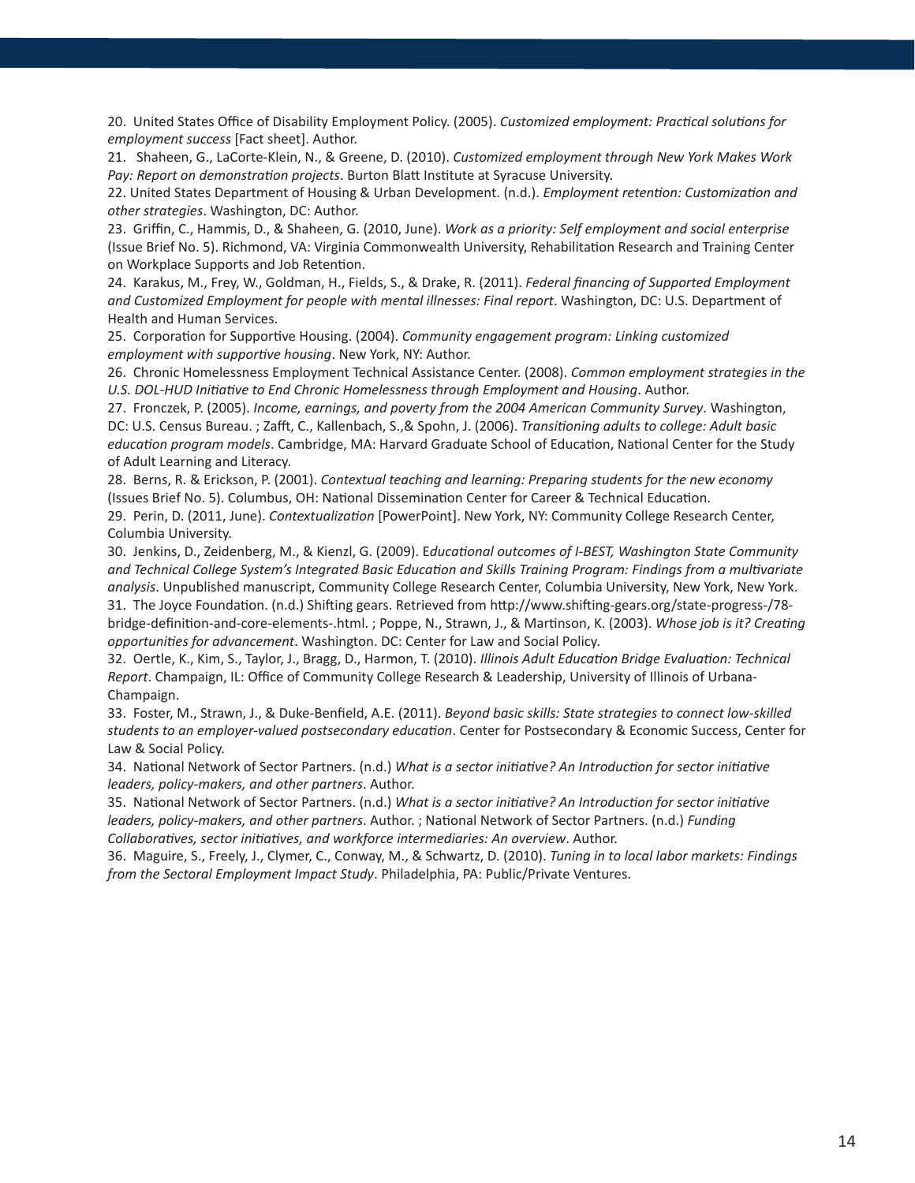20. United States Office of Disability Employment Policy. (2005). *Customized employment: Practical solutions for employment success* [Fact sheet]. Author.

21. Shaheen, G., LaCorte-Klein, N., & Greene, D. (2010). *Customized employment through New York Makes Work Pay: Report on demonstration projects*. Burton Blatt Institute at Syracuse University.

22. United States Department of Housing & Urban Development. (n.d.). *Employment retention: Customization and other strategies*. Washington, DC: Author.

23. Griffin, C., Hammis, D., & Shaheen, G. (2010, June). *Work as a priority: Self employment and social enterprise* (Issue Brief No. 5). Richmond, VA: Virginia Commonwealth University, Rehabilitation Research and Training Center on Workplace Supports and Job Retention.

24. Karakus, M., Frey, W., Goldman, H., Fields, S., & Drake, R. (2011). *Federal financing of Supported Employment and Customized Employment for people with mental illnesses: Final report*. Washington, DC: U.S. Department of Health and Human Services.

25. Corporation for Supportive Housing. (2004). *Community engagement program: Linking customized employment with supportive housing*. New York, NY: Author.

26. Chronic Homelessness Employment Technical Assistance Center. (2008). *Common employment strategies in the U.S. DOL-HUD Initiative to End Chronic Homelessness through Employment and Housing*. Author.

27. Fronczek, P. (2005). *Income, earnings, and poverty from the 2004 American Community Survey*. Washington, DC: U.S. Census Bureau. ; Zafft, C., Kallenbach, S.,& Spohn, J. (2006). *Transitioning adults to college: Adult basic education program models*. Cambridge, MA: Harvard Graduate School of Education, National Center for the Study of Adult Learning and Literacy.

28. Berns, R. & Erickson, P. (2001). *Contextual teaching and learning: Preparing students for the new economy* (Issues Brief No. 5). Columbus, OH: National Dissemination Center for Career & Technical Education.

29. Perin, D. (2011, June). *Contextualization* [PowerPoint]. New York, NY: Community College Research Center, Columbia University.

30. Jenkins, D., Zeidenberg, M., & Kienzl, G. (2009). E*ducational outcomes of I-BEST, Washington State Community and Technical College System's Integrated Basic Education and Skills Training Program: Findings from a multivariate analysis*. Unpublished manuscript, Community College Research Center, Columbia University, New York, New York.

31. The Joyce Foundation. (n.d.) Shifting gears. Retrieved from http://www.shifting-gears.org/state-progress-/78-bridge-definition-and-core-elements-.html. ; Poppe, N., Strawn, J., & Martinson, K. (2003). *Whose job is it? Creating opportunities for advancement*. Washington. DC: Center for Law and Social Policy.

32. Oertle, K., Kim, S., Taylor, J., Bragg, D., Harmon, T. (2010). *Illinois Adult Education Bridge Evaluation: Technical Report*. Champaign, IL: Office of Community College Research & Leadership, University of Illinois of Urbana-Champaign.

33. Foster, M., Strawn, J., & Duke-Benfield, A.E. (2011). *Beyond basic skills: State strategies to connect low-skilled students to an employer-valued postsecondary education*. Center for Postsecondary & Economic Success, Center for Law & Social Policy.

34. National Network of Sector Partners. (n.d.) *What is a sector initiative? An Introduction for sector initiative leaders, policy-makers, and other partners*. Author.

35. National Network of Sector Partners. (n.d.) *What is a sector initiative? An Introduction for sector initiative leaders, policy-makers, and other partners*. Author. ; National Network of Sector Partners. (n.d.) *Funding Collaboratives, sector initiatives, and workforce intermediaries: An overview*. Author.

36. Maguire, S., Freely, J., Clymer, C., Conway, M., & Schwartz, D. (2010). *Tuning in to local labor markets: Findings from the Sectoral Employment Impact Study*. Philadelphia, PA: Public/Private Ventures.